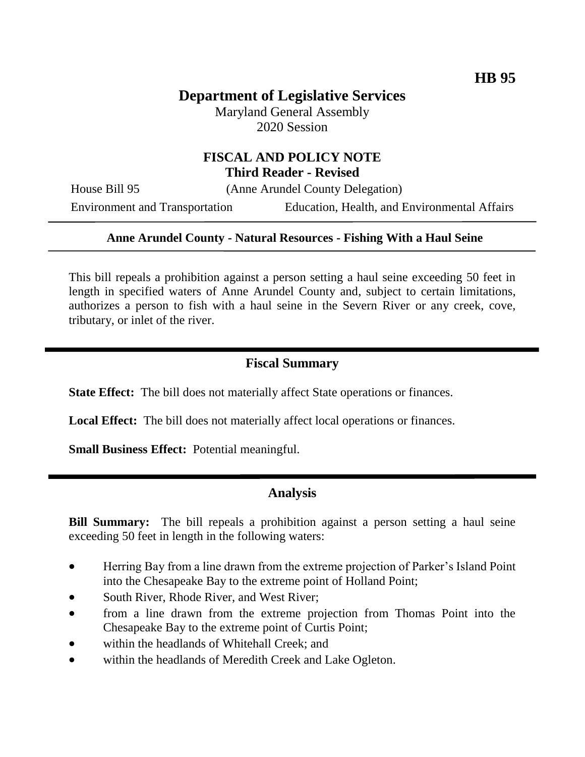**HB 95**

# Department of Legislative Services

Maryland General Assembly
2020 Session

## FISCAL AND POLICY NOTE
**Third Reader - Revised**

House Bill 95 (Anne Arundel County Delegation)
Environment and Transportation Education, Health, and Environmental Affairs

---

**Anne Arundel County - Natural Resources - Fishing With a Haul Seine**

---

This bill repeals a prohibition against a person setting a haul seine exceeding 50 feet in length in specified waters of Anne Arundel County and, subject to certain limitations, authorizes a person to fish with a haul seine in the Severn River or any creek, cove, tributary, or inlet of the river.

## Fiscal Summary

**State Effect:** The bill does not materially affect State operations or finances.

**Local Effect:** The bill does not materially affect local operations or finances.

**Small Business Effect:** Potential meaningful.

## Analysis

**Bill Summary:** The bill repeals a prohibition against a person setting a haul seine exceeding 50 feet in length in the following waters:

- Herring Bay from a line drawn from the extreme projection of Parker's Island Point into the Chesapeake Bay to the extreme point of Holland Point;
- South River, Rhode River, and West River;
- from a line drawn from the extreme projection from Thomas Point into the Chesapeake Bay to the extreme point of Curtis Point;
- within the headlands of Whitehall Creek; and
- within the headlands of Meredith Creek and Lake Ogleton.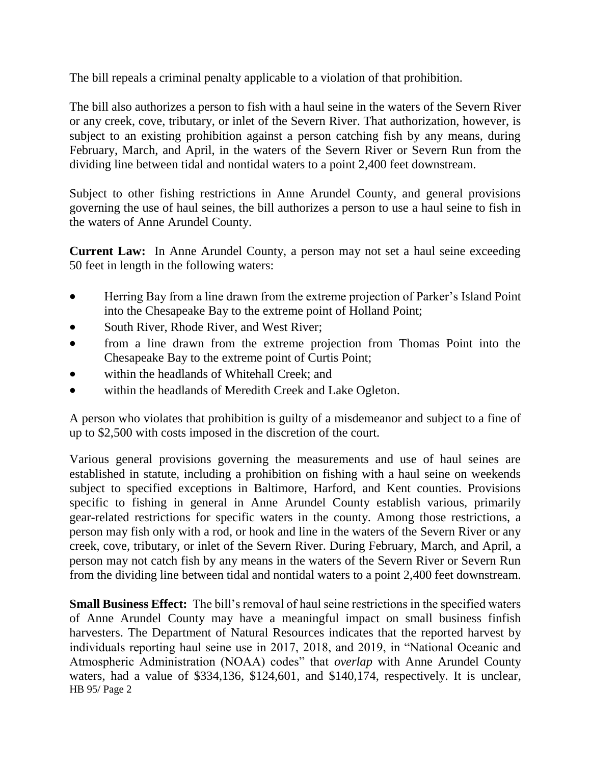The bill repeals a criminal penalty applicable to a violation of that prohibition.

The bill also authorizes a person to fish with a haul seine in the waters of the Severn River or any creek, cove, tributary, or inlet of the Severn River. That authorization, however, is subject to an existing prohibition against a person catching fish by any means, during February, March, and April, in the waters of the Severn River or Severn Run from the dividing line between tidal and nontidal waters to a point 2,400 feet downstream.

Subject to other fishing restrictions in Anne Arundel County, and general provisions governing the use of haul seines, the bill authorizes a person to use a haul seine to fish in the waters of Anne Arundel County.

**Current Law:** In Anne Arundel County, a person may not set a haul seine exceeding 50 feet in length in the following waters:

- Herring Bay from a line drawn from the extreme projection of Parker's Island Point into the Chesapeake Bay to the extreme point of Holland Point;
- South River, Rhode River, and West River;
- from a line drawn from the extreme projection from Thomas Point into the Chesapeake Bay to the extreme point of Curtis Point;
- within the headlands of Whitehall Creek; and
- within the headlands of Meredith Creek and Lake Ogleton.

A person who violates that prohibition is guilty of a misdemeanor and subject to a fine of up to $2,500 with costs imposed in the discretion of the court.

Various general provisions governing the measurements and use of haul seines are established in statute, including a prohibition on fishing with a haul seine on weekends subject to specified exceptions in Baltimore, Harford, and Kent counties. Provisions specific to fishing in general in Anne Arundel County establish various, primarily gear-related restrictions for specific waters in the county. Among those restrictions, a person may fish only with a rod, or hook and line in the waters of the Severn River or any creek, cove, tributary, or inlet of the Severn River. During February, March, and April, a person may not catch fish by any means in the waters of the Severn River or Severn Run from the dividing line between tidal and nontidal waters to a point 2,400 feet downstream.

**Small Business Effect:** The bill's removal of haul seine restrictions in the specified waters of Anne Arundel County may have a meaningful impact on small business finfish harvesters. The Department of Natural Resources indicates that the reported harvest by individuals reporting haul seine use in 2017, 2018, and 2019, in "National Oceanic and Atmospheric Administration (NOAA) codes" that *overlap* with Anne Arundel County waters, had a value of $334,136, $124,601, and $140,174, respectively. It is unclear,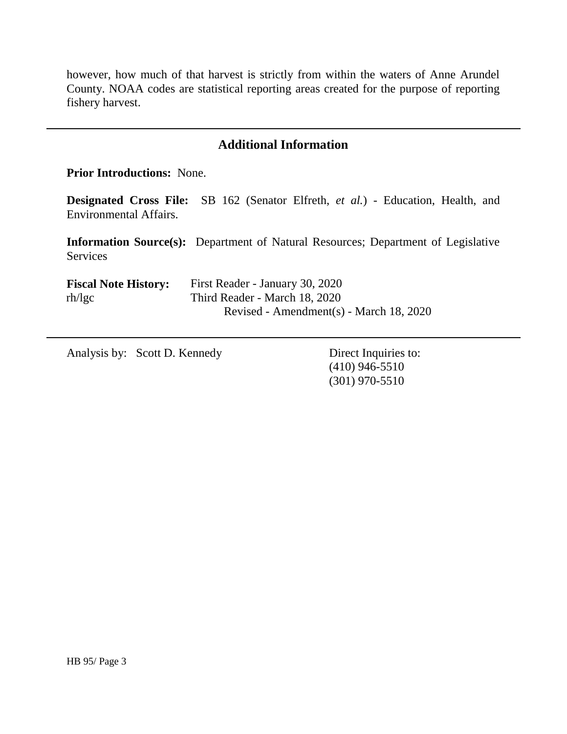however, how much of that harvest is strictly from within the waters of Anne Arundel County. NOAA codes are statistical reporting areas created for the purpose of reporting fishery harvest.

## Additional Information

**Prior Introductions:** None.

**Designated Cross File:** SB 162 (Senator Elfreth, *et al.*) - Education, Health, and Environmental Affairs.

**Information Source(s):** Department of Natural Resources; Department of Legislative Services

**Fiscal Note History:** First Reader - January 30, 2020
rh/lgc Third Reader - March 18, 2020
Revised - Amendment(s) - March 18, 2020

Analysis by: Scott D. Kennedy

Direct Inquiries to:
(410) 946-5510
(301) 970-5510